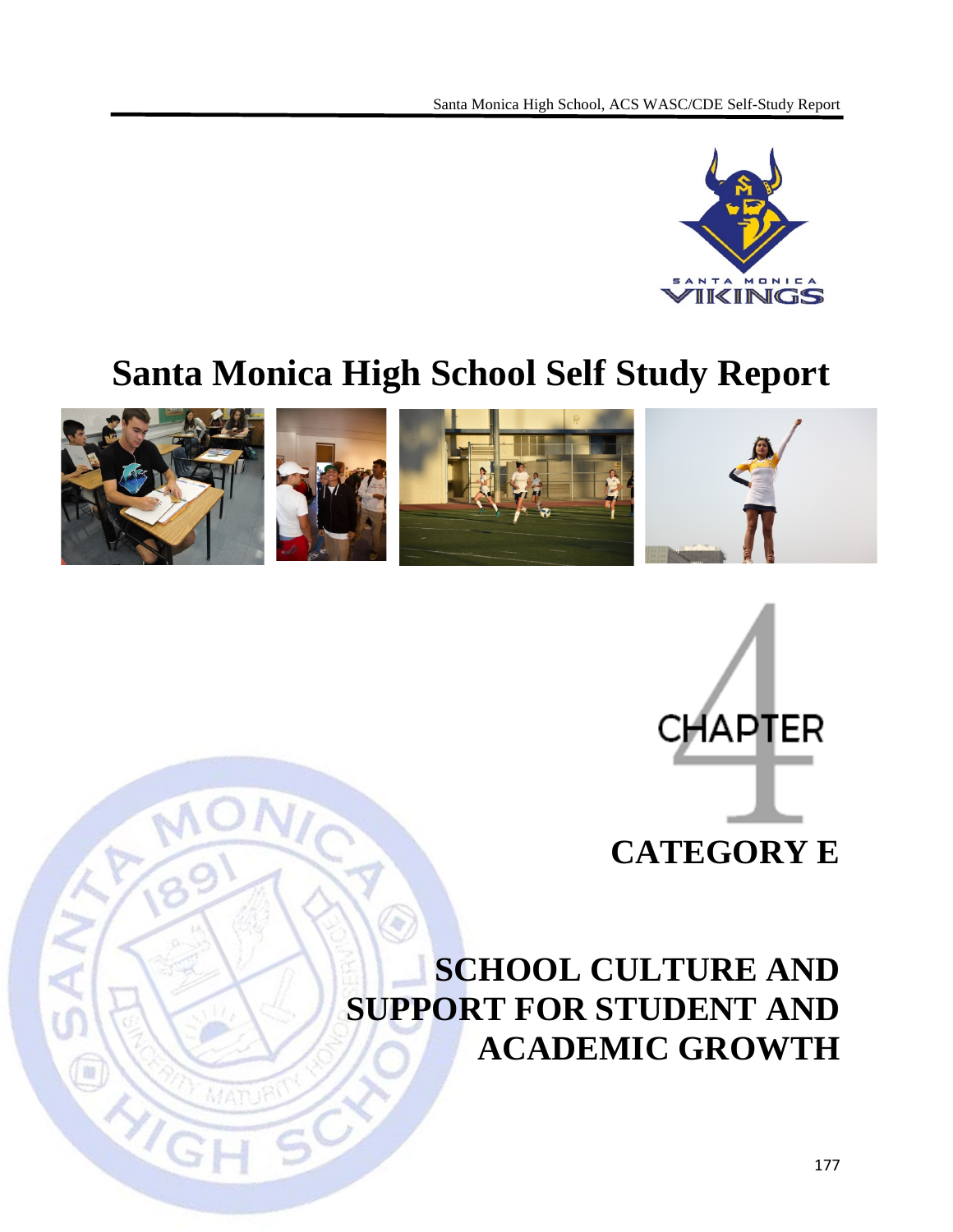# Santa Monica High School Self Study Report

CHAPTER 4

## CATEGORY E

## SCHOOL CULTURE AND SUPPORT FOR STUDENT AND ACADEMIC GROWTH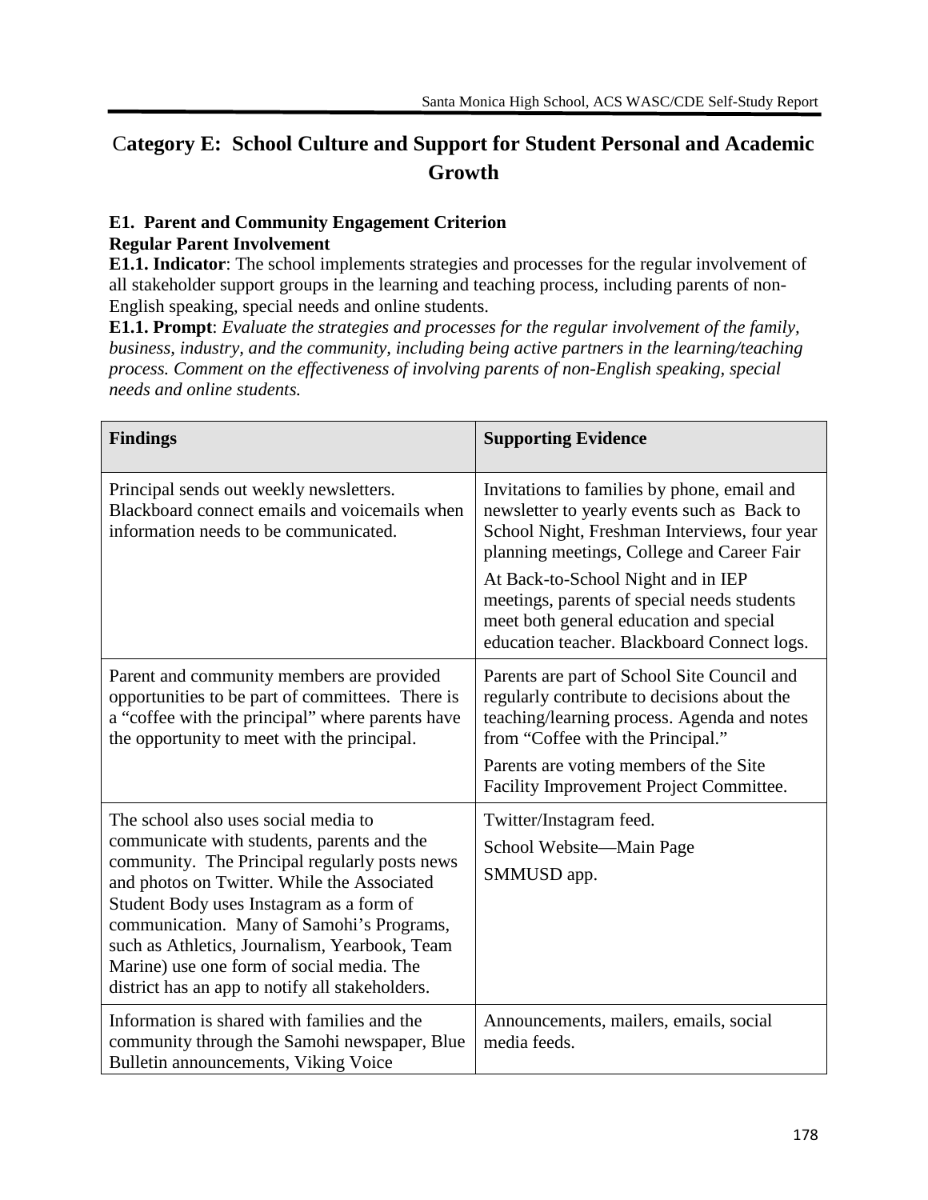# Category E: School Culture and Support for Student Personal and Academic Growth

## E1. Parent and Community Engagement Criterion

### Regular Parent Involvement

**E1.1. Indicator**: The school implements strategies and processes for the regular involvement of all stakeholder support groups in the learning and teaching process, including parents of non-English speaking, special needs and online students.

**E1.1. Prompt**: *Evaluate the strategies and processes for the regular involvement of the family, business, industry, and the community, including being active partners in the learning/teaching process. Comment on the effectiveness of involving parents of non-English speaking, special needs and online students.*

| Findings | Supporting Evidence |
|---|---|
| Principal sends out weekly newsletters. Blackboard connect emails and voicemails when information needs to be communicated. | Invitations to families by phone, email and newsletter to yearly events such as Back to School Night, Freshman Interviews, four year planning meetings, College and Career Fair<br><br>At Back-to-School Night and in IEP meetings, parents of special needs students meet both general education and special education teacher. Blackboard Connect logs. |
| Parent and community members are provided opportunities to be part of committees. There is a "coffee with the principal" where parents have the opportunity to meet with the principal. | Parents are part of School Site Council and regularly contribute to decisions about the teaching/learning process. Agenda and notes from "Coffee with the Principal."<br><br>Parents are voting members of the Site Facility Improvement Project Committee. |
| The school also uses social media to communicate with students, parents and the community. The Principal regularly posts news and photos on Twitter. While the Associated Student Body uses Instagram as a form of communication. Many of Samohi's Programs, such as Athletics, Journalism, Yearbook, Team Marine) use one form of social media. The district has an app to notify all stakeholders. | Twitter/Instagram feed.<br><br>School Website—Main Page<br><br>SMMUSD app. |
| Information is shared with families and the community through the Samohi newspaper, Blue Bulletin announcements, Viking Voice | Announcements, mailers, emails, social media feeds. |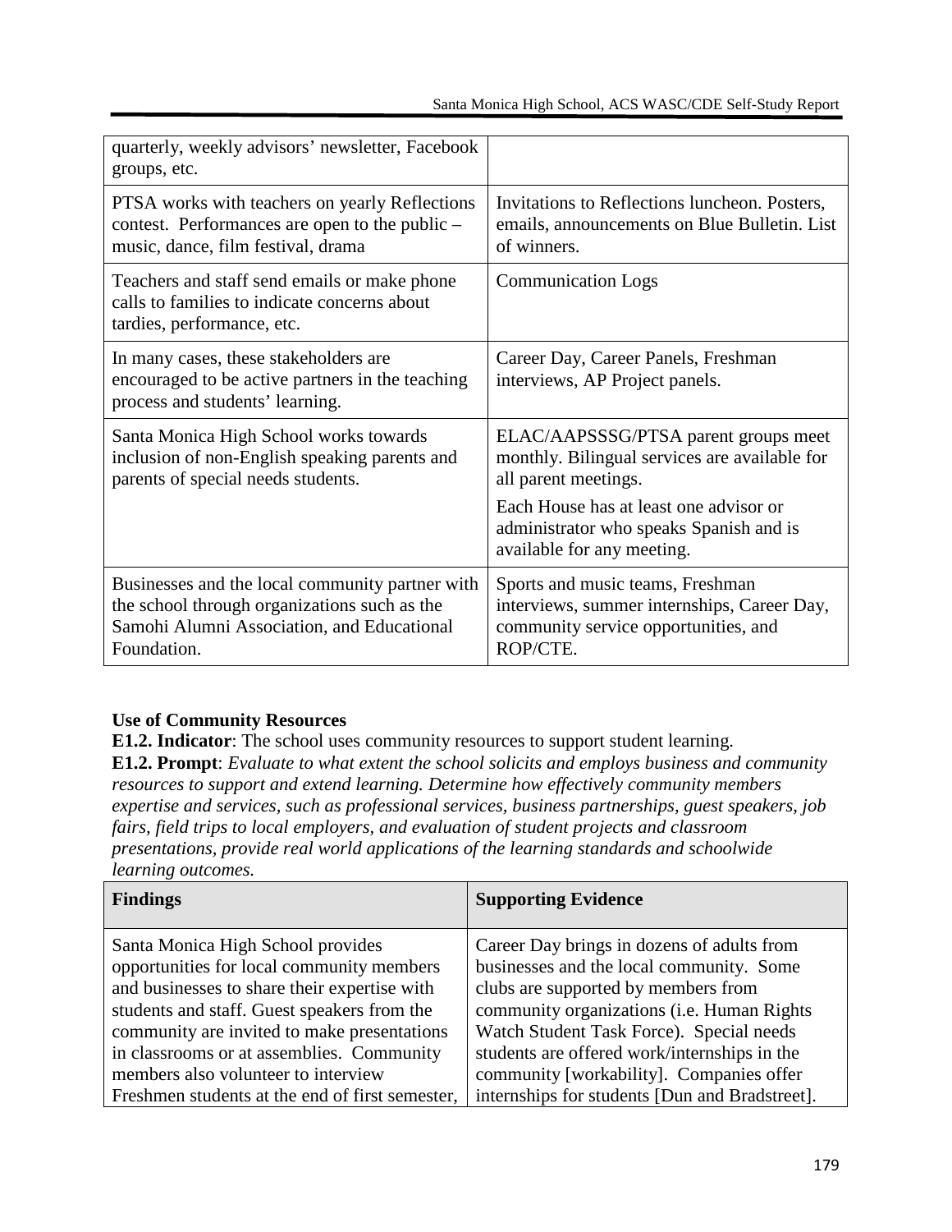| | |
|---|---|
| quarterly, weekly advisors' newsletter, Facebook groups, etc. | |
| PTSA works with teachers on yearly Reflections contest. Performances are open to the public – music, dance, film festival, drama | Invitations to Reflections luncheon. Posters, emails, announcements on Blue Bulletin. List of winners. |
| Teachers and staff send emails or make phone calls to families to indicate concerns about tardies, performance, etc. | Communication Logs |
| In many cases, these stakeholders are encouraged to be active partners in the teaching process and students' learning. | Career Day, Career Panels, Freshman interviews, AP Project panels. |
| Santa Monica High School works towards inclusion of non-English speaking parents and parents of special needs students. | ELAC/AAPSSSG/PTSA parent groups meet monthly. Bilingual services are available for all parent meetings.<br><br>Each House has at least one advisor or administrator who speaks Spanish and is available for any meeting. |
| Businesses and the local community partner with the school through organizations such as the Samohi Alumni Association, and Educational Foundation. | Sports and music teams, Freshman interviews, summer internships, Career Day, community service opportunities, and ROP/CTE. |

**Use of Community Resources**

**E1.2. Indicator**: The school uses community resources to support student learning.

**E1.2. Prompt**: *Evaluate to what extent the school solicits and employs business and community resources to support and extend learning. Determine how effectively community members expertise and services, such as professional services, business partnerships, guest speakers, job fairs, field trips to local employers, and evaluation of student projects and classroom presentations, provide real world applications of the learning standards and schoolwide learning outcomes.*

| **Findings** | **Supporting Evidence** |
|---|---|
| Santa Monica High School provides opportunities for local community members and businesses to share their expertise with students and staff. Guest speakers from the community are invited to make presentations in classrooms or at assemblies. Community members also volunteer to interview Freshmen students at the end of first semester, | Career Day brings in dozens of adults from businesses and the local community. Some clubs are supported by members from community organizations (i.e. Human Rights Watch Student Task Force). Special needs students are offered work/internships in the community [workability]. Companies offer internships for students [Dun and Bradstreet]. |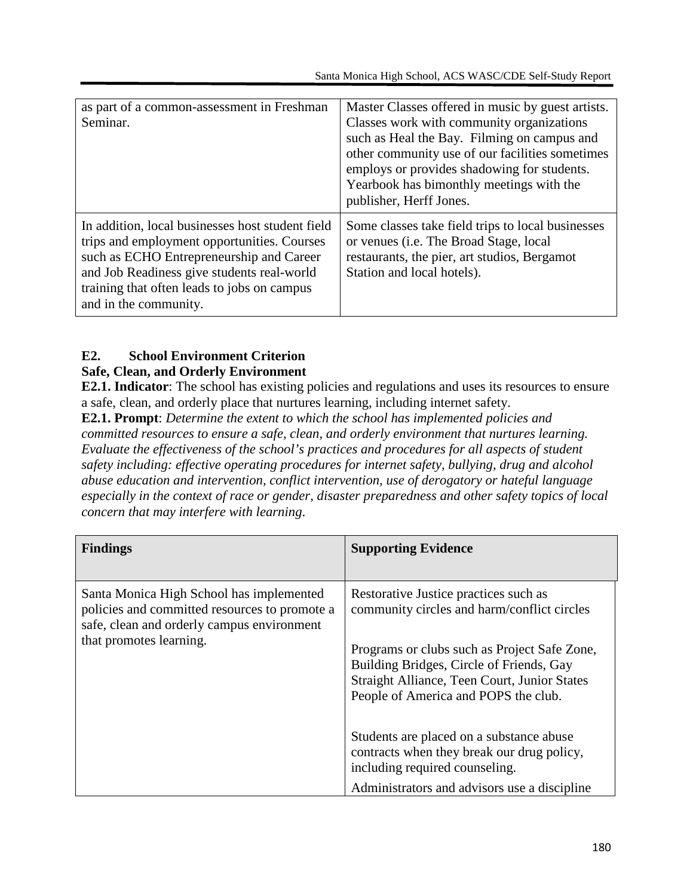| | |
|---|---|
| as part of a common-assessment in Freshman Seminar. | Master Classes offered in music by guest artists. Classes work with community organizations such as Heal the Bay. Filming on campus and other community use of our facilities sometimes employs or provides shadowing for students. Yearbook has bimonthly meetings with the publisher, Herff Jones. |
| In addition, local businesses host student field trips and employment opportunities. Courses such as ECHO Entrepreneurship and Career and Job Readiness give students real-world training that often leads to jobs on campus and in the community. | Some classes take field trips to local businesses or venues (i.e. The Broad Stage, local restaurants, the pier, art studios, Bergamot Station and local hotels). |

**E2. School Environment Criterion**
**Safe, Clean, and Orderly Environment**

**E2.1. Indicator**: The school has existing policies and regulations and uses its resources to ensure a safe, clean, and orderly place that nurtures learning, including internet safety.

**E2.1. Prompt**: *Determine the extent to which the school has implemented policies and committed resources to ensure a safe, clean, and orderly environment that nurtures learning. Evaluate the effectiveness of the school's practices and procedures for all aspects of student safety including: effective operating procedures for internet safety, bullying, drug and alcohol abuse education and intervention, conflict intervention, use of derogatory or hateful language especially in the context of race or gender, disaster preparedness and other safety topics of local concern that may interfere with learning.*

| **Findings** | **Supporting Evidence** |
|---|---|
| Santa Monica High School has implemented policies and committed resources to promote a safe, clean and orderly campus environment that promotes learning. | Restorative Justice practices such as community circles and harm/conflict circles<br><br>Programs or clubs such as Project Safe Zone, Building Bridges, Circle of Friends, Gay Straight Alliance, Teen Court, Junior States People of America and POPS the club.<br><br>Students are placed on a substance abuse contracts when they break our drug policy, including required counseling.<br><br>Administrators and advisors use a discipline |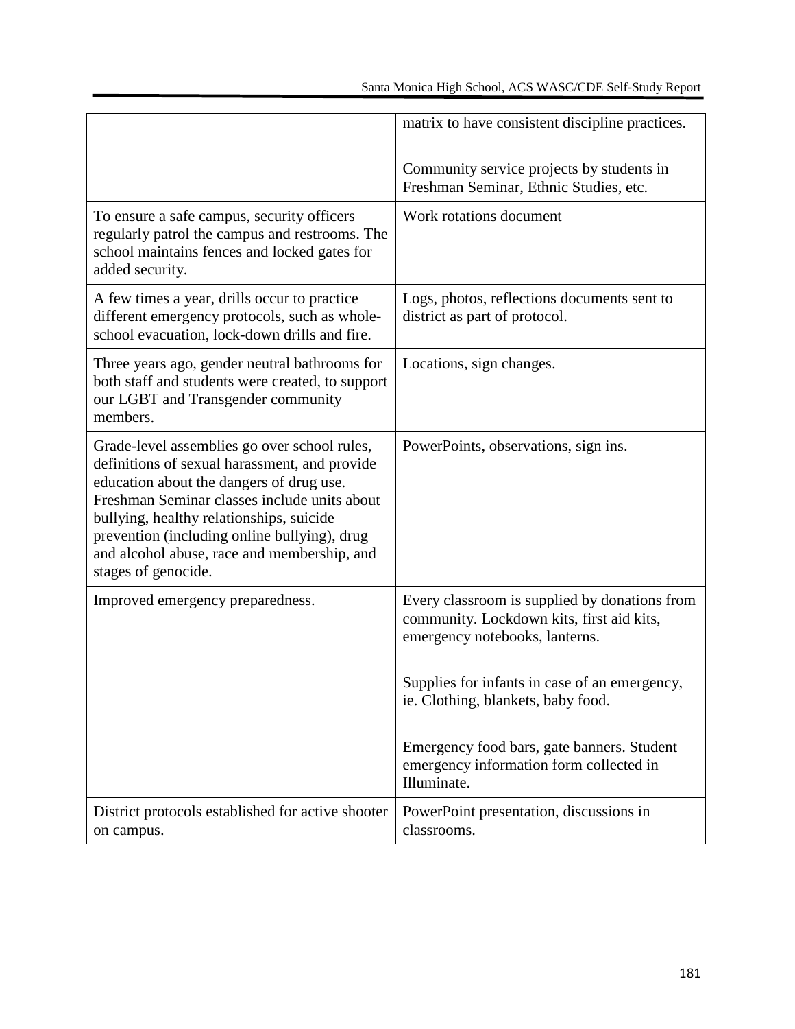| | |
|---|---|
| | matrix to have consistent discipline practices.<br><br>Community service projects by students in Freshman Seminar, Ethnic Studies, etc. |
| To ensure a safe campus, security officers regularly patrol the campus and restrooms. The school maintains fences and locked gates for added security. | Work rotations document |
| A few times a year, drills occur to practice different emergency protocols, such as whole-school evacuation, lock-down drills and fire. | Logs, photos, reflections documents sent to district as part of protocol. |
| Three years ago, gender neutral bathrooms for both staff and students were created, to support our LGBT and Transgender community members. | Locations, sign changes. |
| Grade-level assemblies go over school rules, definitions of sexual harassment, and provide education about the dangers of drug use. Freshman Seminar classes include units about bullying, healthy relationships, suicide prevention (including online bullying), drug and alcohol abuse, race and membership, and stages of genocide. | PowerPoints, observations, sign ins. |
| Improved emergency preparedness. | Every classroom is supplied by donations from community. Lockdown kits, first aid kits, emergency notebooks, lanterns.<br><br>Supplies for infants in case of an emergency, ie. Clothing, blankets, baby food.<br><br>Emergency food bars, gate banners. Student emergency information form collected in Illuminate. |
| District protocols established for active shooter on campus. | PowerPoint presentation, discussions in classrooms. |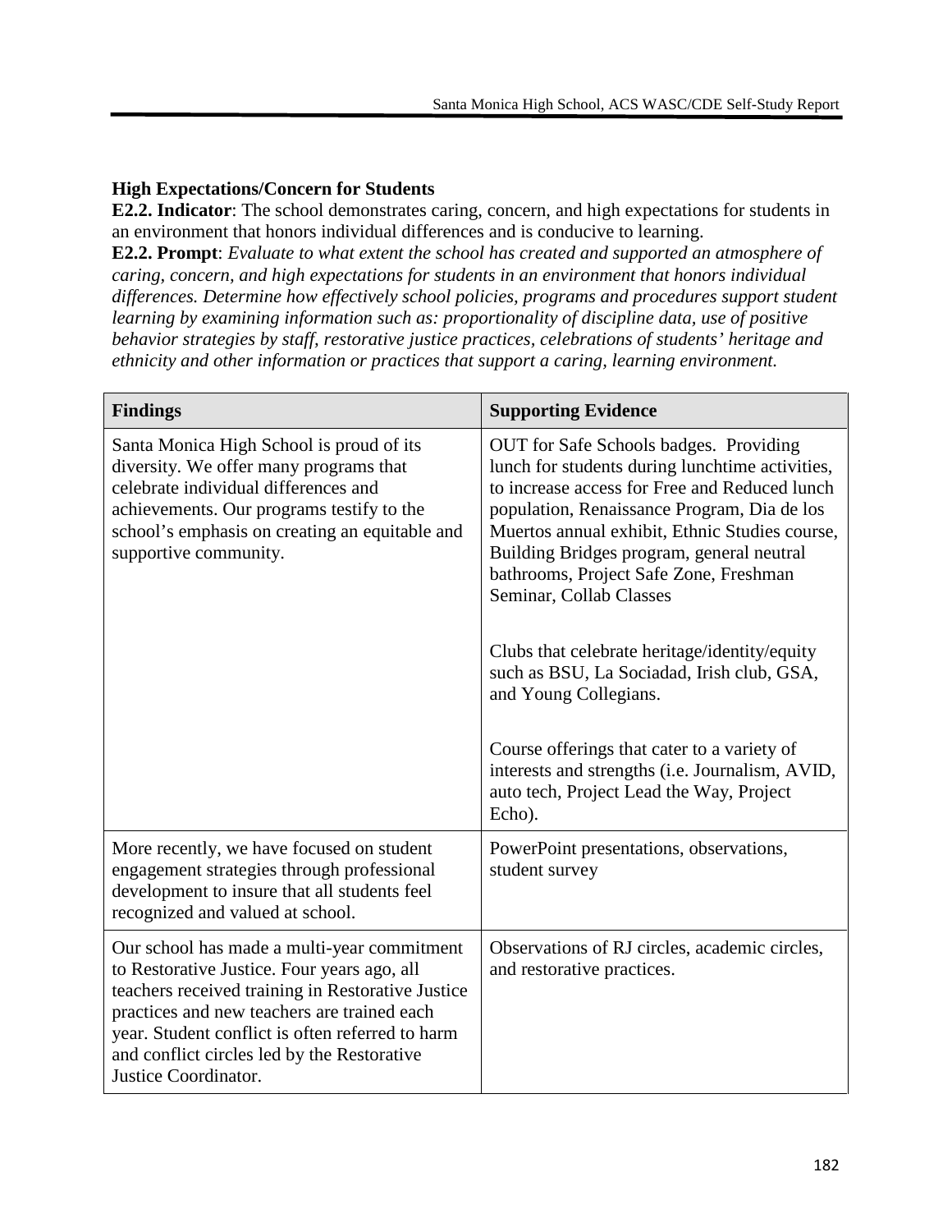**High Expectations/Concern for Students**

**E2.2. Indicator**: The school demonstrates caring, concern, and high expectations for students in an environment that honors individual differences and is conducive to learning.

**E2.2. Prompt**: *Evaluate to what extent the school has created and supported an atmosphere of caring, concern, and high expectations for students in an environment that honors individual differences. Determine how effectively school policies, programs and procedures support student learning by examining information such as: proportionality of discipline data, use of positive behavior strategies by staff, restorative justice practices, celebrations of students' heritage and ethnicity and other information or practices that support a caring, learning environment.*

| Findings | Supporting Evidence |
|---|---|
| Santa Monica High School is proud of its diversity. We offer many programs that celebrate individual differences and achievements. Our programs testify to the school's emphasis on creating an equitable and supportive community. | OUT for Safe Schools badges. Providing lunch for students during lunchtime activities, to increase access for Free and Reduced lunch population, Renaissance Program, Dia de los Muertos annual exhibit, Ethnic Studies course, Building Bridges program, general neutral bathrooms, Project Safe Zone, Freshman Seminar, Collab Classes<br><br>Clubs that celebrate heritage/identity/equity such as BSU, La Sociadad, Irish club, GSA, and Young Collegians.<br><br>Course offerings that cater to a variety of interests and strengths (i.e. Journalism, AVID, auto tech, Project Lead the Way, Project Echo). |
| More recently, we have focused on student engagement strategies through professional development to insure that all students feel recognized and valued at school. | PowerPoint presentations, observations, student survey |
| Our school has made a multi-year commitment to Restorative Justice. Four years ago, all teachers received training in Restorative Justice practices and new teachers are trained each year. Student conflict is often referred to harm and conflict circles led by the Restorative Justice Coordinator. | Observations of RJ circles, academic circles, and restorative practices. |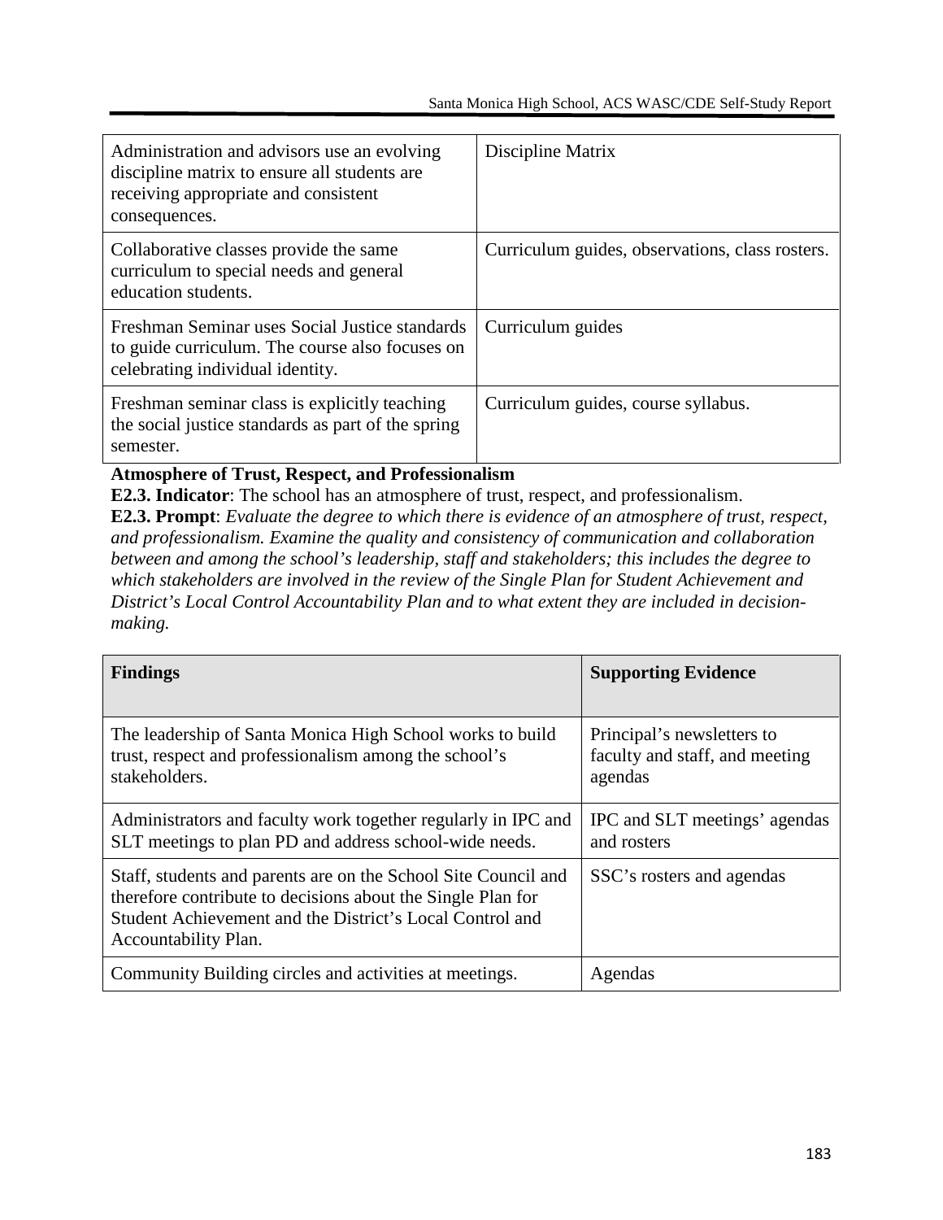| | |
|---|---|
| Administration and advisors use an evolving discipline matrix to ensure all students are receiving appropriate and consistent consequences. | Discipline Matrix |
| Collaborative classes provide the same curriculum to special needs and general education students. | Curriculum guides, observations, class rosters. |
| Freshman Seminar uses Social Justice standards to guide curriculum. The course also focuses on celebrating individual identity. | Curriculum guides |
| Freshman seminar class is explicitly teaching the social justice standards as part of the spring semester. | Curriculum guides, course syllabus. |

**Atmosphere of Trust, Respect, and Professionalism**

**E2.3. Indicator**: The school has an atmosphere of trust, respect, and professionalism.

**E2.3. Prompt**: *Evaluate the degree to which there is evidence of an atmosphere of trust, respect, and professionalism. Examine the quality and consistency of communication and collaboration between and among the school's leadership, staff and stakeholders; this includes the degree to which stakeholders are involved in the review of the Single Plan for Student Achievement and District's Local Control Accountability Plan and to what extent they are included in decision-making.*

| **Findings** | **Supporting Evidence** |
|---|---|
| The leadership of Santa Monica High School works to build trust, respect and professionalism among the school's stakeholders. | Principal's newsletters to faculty and staff, and meeting agendas |
| Administrators and faculty work together regularly in IPC and SLT meetings to plan PD and address school-wide needs. | IPC and SLT meetings' agendas and rosters |
| Staff, students and parents are on the School Site Council and therefore contribute to decisions about the Single Plan for Student Achievement and the District's Local Control and Accountability Plan. | SSC's rosters and agendas |
| Community Building circles and activities at meetings. | Agendas |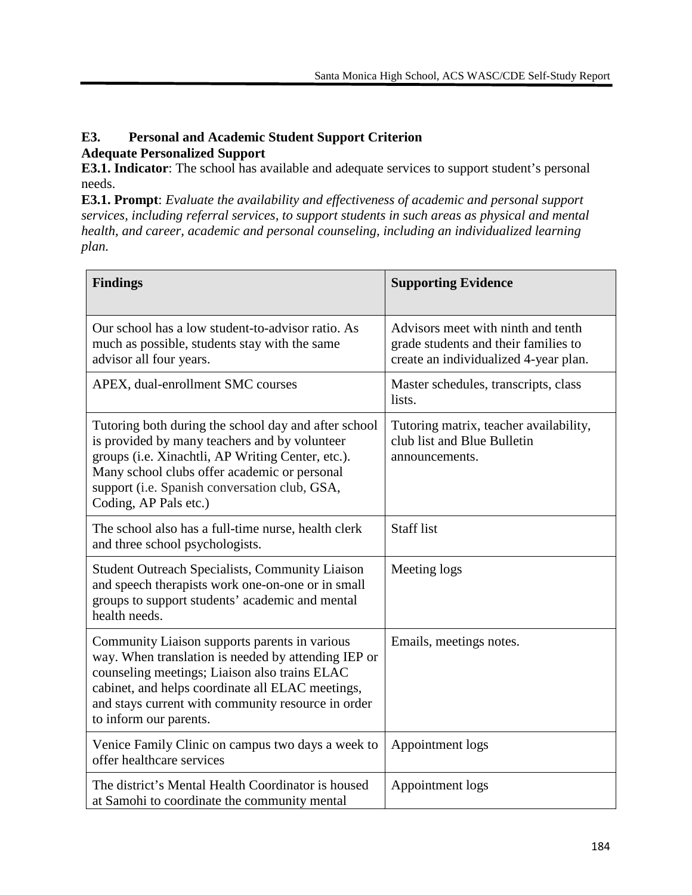## E3. Personal and Academic Student Support Criterion

**Adequate Personalized Support**

**E3.1. Indicator**: The school has available and adequate services to support student's personal needs.

**E3.1. Prompt**: *Evaluate the availability and effectiveness of academic and personal support services, including referral services, to support students in such areas as physical and mental health, and career, academic and personal counseling, including an individualized learning plan.*

| Findings | Supporting Evidence |
|---|---|
| Our school has a low student-to-advisor ratio. As much as possible, students stay with the same advisor all four years. | Advisors meet with ninth and tenth grade students and their families to create an individualized 4-year plan. |
| APEX, dual-enrollment SMC courses | Master schedules, transcripts, class lists. |
| Tutoring both during the school day and after school is provided by many teachers and by volunteer groups (i.e. Xinachtli, AP Writing Center, etc.). Many school clubs offer academic or personal support (i.e. Spanish conversation club, GSA, Coding, AP Pals etc.) | Tutoring matrix, teacher availability, club list and Blue Bulletin announcements. |
| The school also has a full-time nurse, health clerk and three school psychologists. | Staff list |
| Student Outreach Specialists, Community Liaison and speech therapists work one-on-one or in small groups to support students' academic and mental health needs. | Meeting logs |
| Community Liaison supports parents in various way. When translation is needed by attending IEP or counseling meetings; Liaison also trains ELAC cabinet, and helps coordinate all ELAC meetings, and stays current with community resource in order to inform our parents. | Emails, meetings notes. |
| Venice Family Clinic on campus two days a week to offer healthcare services | Appointment logs |
| The district's Mental Health Coordinator is housed at Samohi to coordinate the community mental | Appointment logs |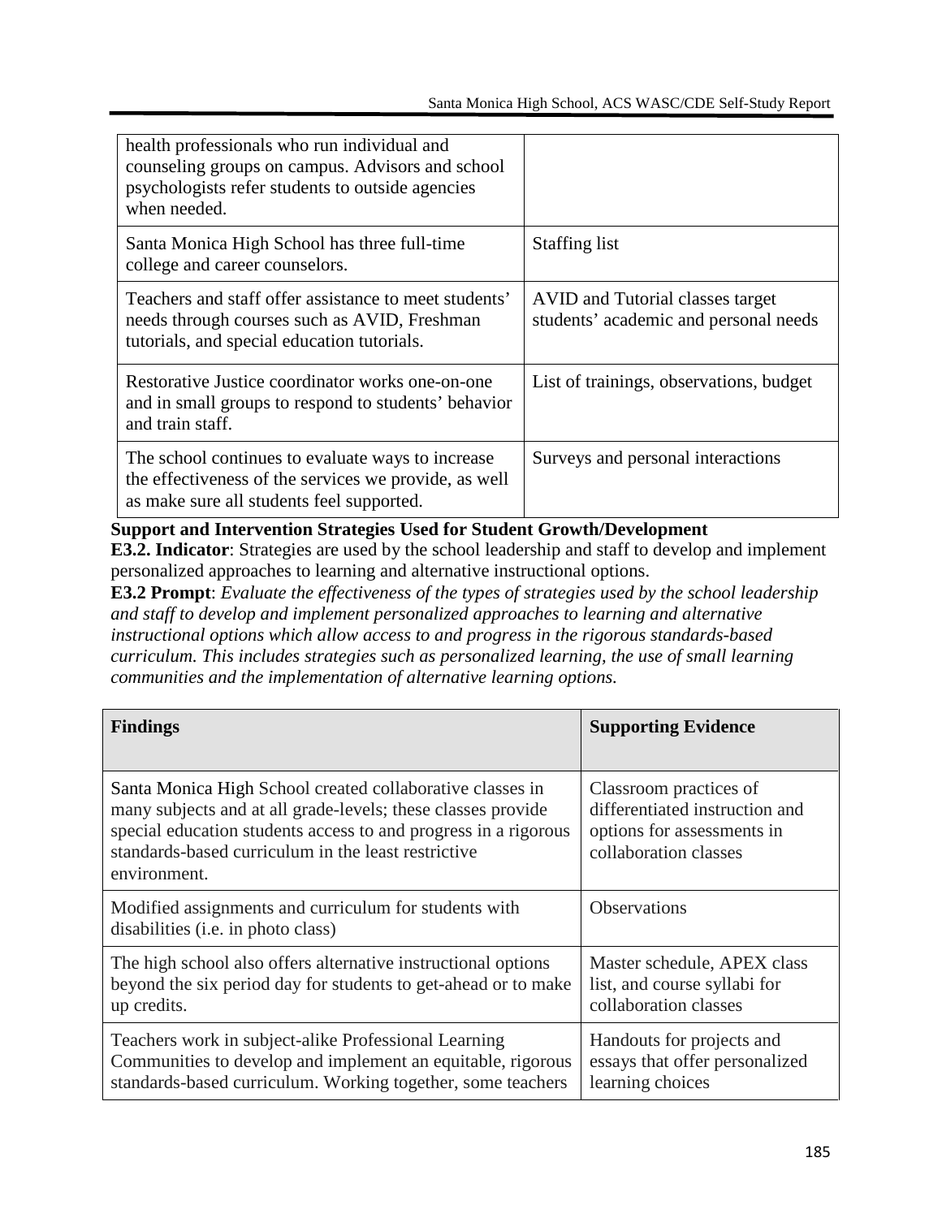| | |
|---|---|
| health professionals who run individual and counseling groups on campus. Advisors and school psychologists refer students to outside agencies when needed. | |
| Santa Monica High School has three full-time college and career counselors. | Staffing list |
| Teachers and staff offer assistance to meet students' needs through courses such as AVID, Freshman tutorials, and special education tutorials. | AVID and Tutorial classes target students' academic and personal needs |
| Restorative Justice coordinator works one-on-one and in small groups to respond to students' behavior and train staff. | List of trainings, observations, budget |
| The school continues to evaluate ways to increase the effectiveness of the services we provide, as well as make sure all students feel supported. | Surveys and personal interactions |

**Support and Intervention Strategies Used for Student Growth/Development**

**E3.2. Indicator**: Strategies are used by the school leadership and staff to develop and implement personalized approaches to learning and alternative instructional options.

**E3.2 Prompt**: *Evaluate the effectiveness of the types of strategies used by the school leadership and staff to develop and implement personalized approaches to learning and alternative instructional options which allow access to and progress in the rigorous standards-based curriculum. This includes strategies such as personalized learning, the use of small learning communities and the implementation of alternative learning options.*

| Findings | Supporting Evidence |
|---|---|
| Santa Monica High School created collaborative classes in many subjects and at all grade-levels; these classes provide special education students access to and progress in a rigorous standards-based curriculum in the least restrictive environment. | Classroom practices of differentiated instruction and options for assessments in collaboration classes |
| Modified assignments and curriculum for students with disabilities (i.e. in photo class) | Observations |
| The high school also offers alternative instructional options beyond the six period day for students to get-ahead or to make up credits. | Master schedule, APEX class list, and course syllabi for collaboration classes |
| Teachers work in subject-alike Professional Learning Communities to develop and implement an equitable, rigorous standards-based curriculum. Working together, some teachers | Handouts for projects and essays that offer personalized learning choices |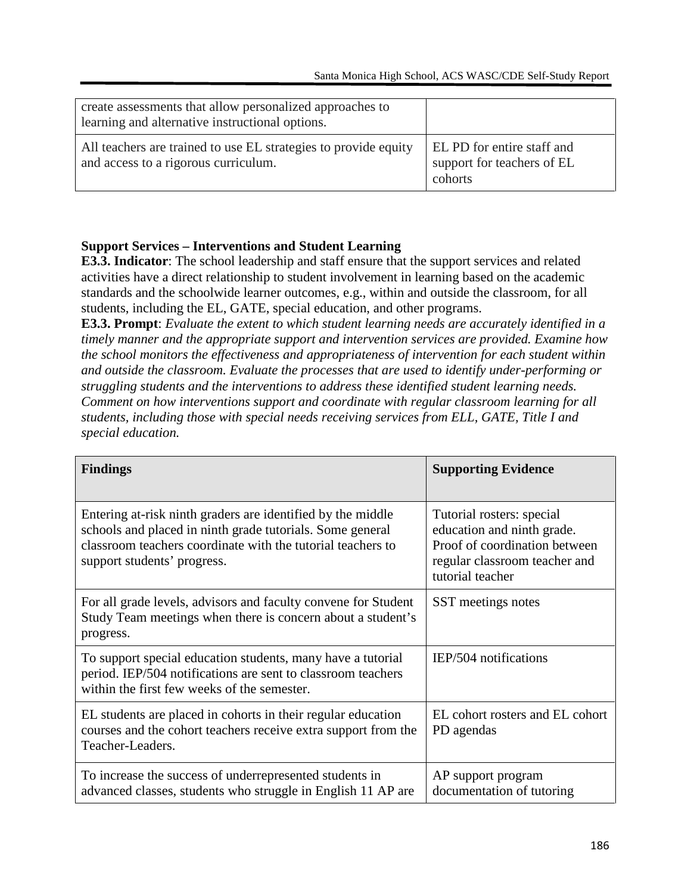| | |
|---|---|
| create assessments that allow personalized approaches to learning and alternative instructional options. | |
| All teachers are trained to use EL strategies to provide equity and access to a rigorous curriculum. | EL PD for entire staff and support for teachers of EL cohorts |

**Support Services – Interventions and Student Learning**

**E3.3. Indicator**: The school leadership and staff ensure that the support services and related activities have a direct relationship to student involvement in learning based on the academic standards and the schoolwide learner outcomes, e.g., within and outside the classroom, for all students, including the EL, GATE, special education, and other programs.

**E3.3. Prompt**: *Evaluate the extent to which student learning needs are accurately identified in a timely manner and the appropriate support and intervention services are provided. Examine how the school monitors the effectiveness and appropriateness of intervention for each student within and outside the classroom. Evaluate the processes that are used to identify under-performing or struggling students and the interventions to address these identified student learning needs. Comment on how interventions support and coordinate with regular classroom learning for all students, including those with special needs receiving services from ELL, GATE, Title I and special education.*

| **Findings** | **Supporting Evidence** |
|---|---|
| Entering at-risk ninth graders are identified by the middle schools and placed in ninth grade tutorials. Some general classroom teachers coordinate with the tutorial teachers to support students' progress. | Tutorial rosters: special education and ninth grade. Proof of coordination between regular classroom teacher and tutorial teacher |
| For all grade levels, advisors and faculty convene for Student Study Team meetings when there is concern about a student's progress. | SST meetings notes |
| To support special education students, many have a tutorial period. IEP/504 notifications are sent to classroom teachers within the first few weeks of the semester. | IEP/504 notifications |
| EL students are placed in cohorts in their regular education courses and the cohort teachers receive extra support from the Teacher-Leaders. | EL cohort rosters and EL cohort PD agendas |
| To increase the success of underrepresented students in advanced classes, students who struggle in English 11 AP are | AP support program documentation of tutoring |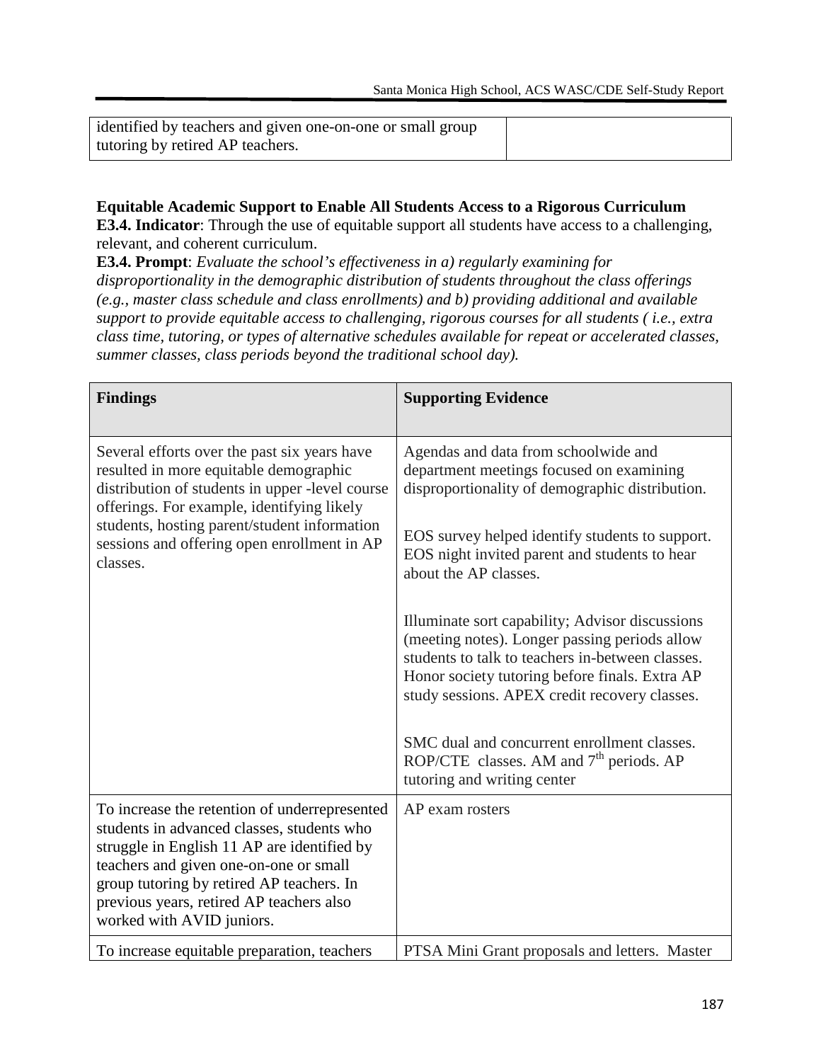| | |
|---|---|
| identified by teachers and given one-on-one or small group tutoring by retired AP teachers. | |

**Equitable Academic Support to Enable All Students Access to a Rigorous Curriculum**
**E3.4. Indicator**: Through the use of equitable support all students have access to a challenging, relevant, and coherent curriculum.
**E3.4. Prompt**: *Evaluate the school's effectiveness in a) regularly examining for disproportionality in the demographic distribution of students throughout the class offerings (e.g., master class schedule and class enrollments) and b) providing additional and available support to provide equitable access to challenging, rigorous courses for all students ( i.e., extra class time, tutoring, or types of alternative schedules available for repeat or accelerated classes, summer classes, class periods beyond the traditional school day).*

| **Findings** | **Supporting Evidence** |
|---|---|
| Several efforts over the past six years have resulted in more equitable demographic distribution of students in upper -level course offerings. For example, identifying likely students, hosting parent/student information sessions and offering open enrollment in AP classes. | Agendas and data from schoolwide and department meetings focused on examining disproportionality of demographic distribution.<br><br>EOS survey helped identify students to support. EOS night invited parent and students to hear about the AP classes.<br><br>Illuminate sort capability; Advisor discussions (meeting notes). Longer passing periods allow students to talk to teachers in-between classes. Honor society tutoring before finals. Extra AP study sessions. APEX credit recovery classes.<br><br>SMC dual and concurrent enrollment classes. ROP/CTE classes. AM and 7th periods. AP tutoring and writing center |
| To increase the retention of underrepresented students in advanced classes, students who struggle in English 11 AP are identified by teachers and given one-on-one or small group tutoring by retired AP teachers. In previous years, retired AP teachers also worked with AVID juniors. | AP exam rosters |
| To increase equitable preparation, teachers | PTSA Mini Grant proposals and letters. Master |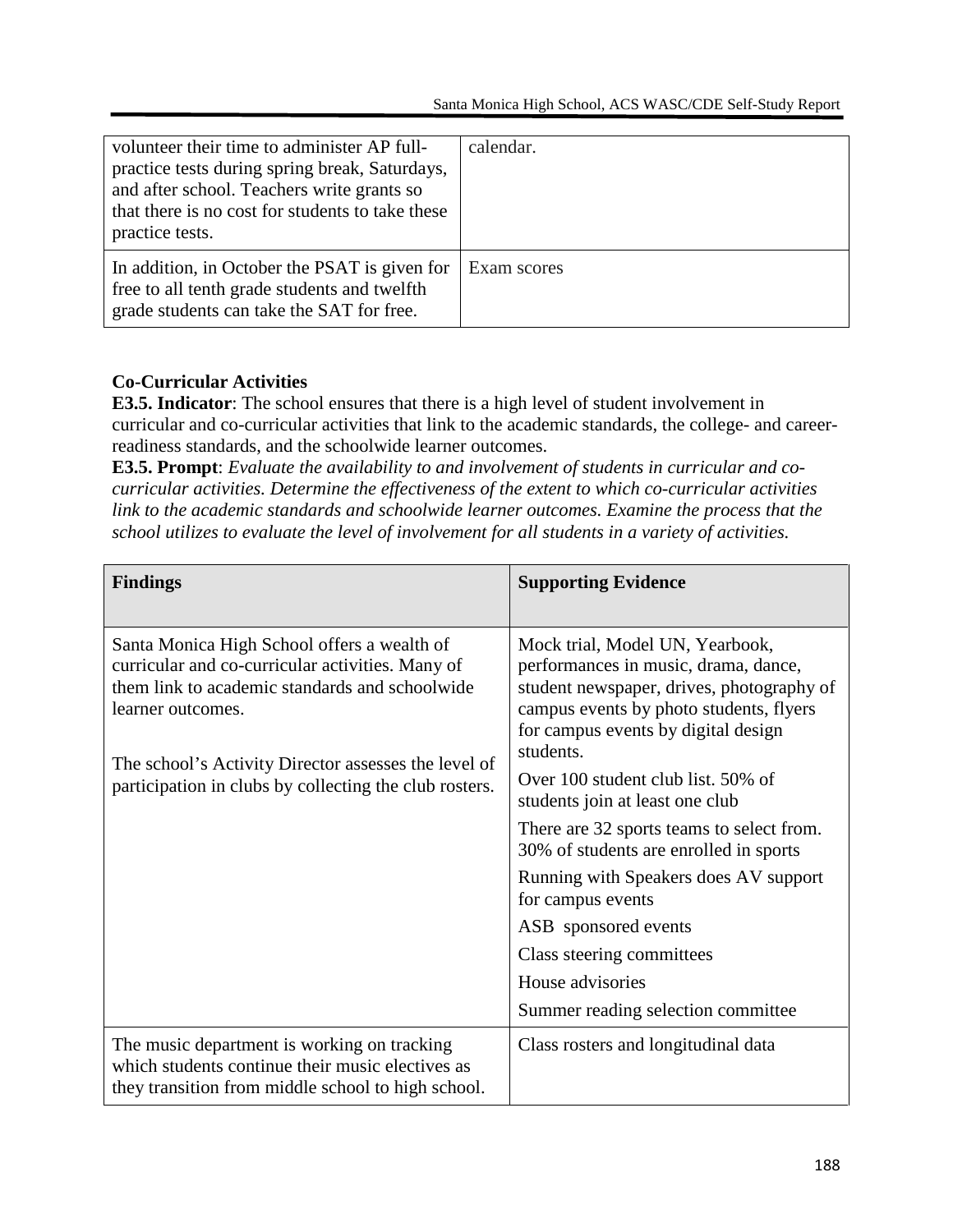| | |
|---|---|
| volunteer their time to administer AP full-practice tests during spring break, Saturdays, and after school. Teachers write grants so that there is no cost for students to take these practice tests. | calendar. |
| In addition, in October the PSAT is given for free to all tenth grade students and twelfth grade students can take the SAT for free. | Exam scores |

**Co-Curricular Activities**

**E3.5. Indicator**: The school ensures that there is a high level of student involvement in curricular and co-curricular activities that link to the academic standards, the college- and career-readiness standards, and the schoolwide learner outcomes.

**E3.5. Prompt**: *Evaluate the availability to and involvement of students in curricular and co-curricular activities. Determine the effectiveness of the extent to which co-curricular activities link to the academic standards and schoolwide learner outcomes. Examine the process that the school utilizes to evaluate the level of involvement for all students in a variety of activities.*

| **Findings** | **Supporting Evidence** |
|---|---|
| Santa Monica High School offers a wealth of curricular and co-curricular activities. Many of them link to academic standards and schoolwide learner outcomes.<br><br>The school's Activity Director assesses the level of participation in clubs by collecting the club rosters. | Mock trial, Model UN, Yearbook, performances in music, drama, dance, student newspaper, drives, photography of campus events by photo students, flyers for campus events by digital design students.<br>Over 100 student club list. 50% of students join at least one club<br>There are 32 sports teams to select from. 30% of students are enrolled in sports<br>Running with Speakers does AV support for campus events<br>ASB sponsored events<br>Class steering committees<br>House advisories<br>Summer reading selection committee |
| The music department is working on tracking which students continue their music electives as they transition from middle school to high school. | Class rosters and longitudinal data |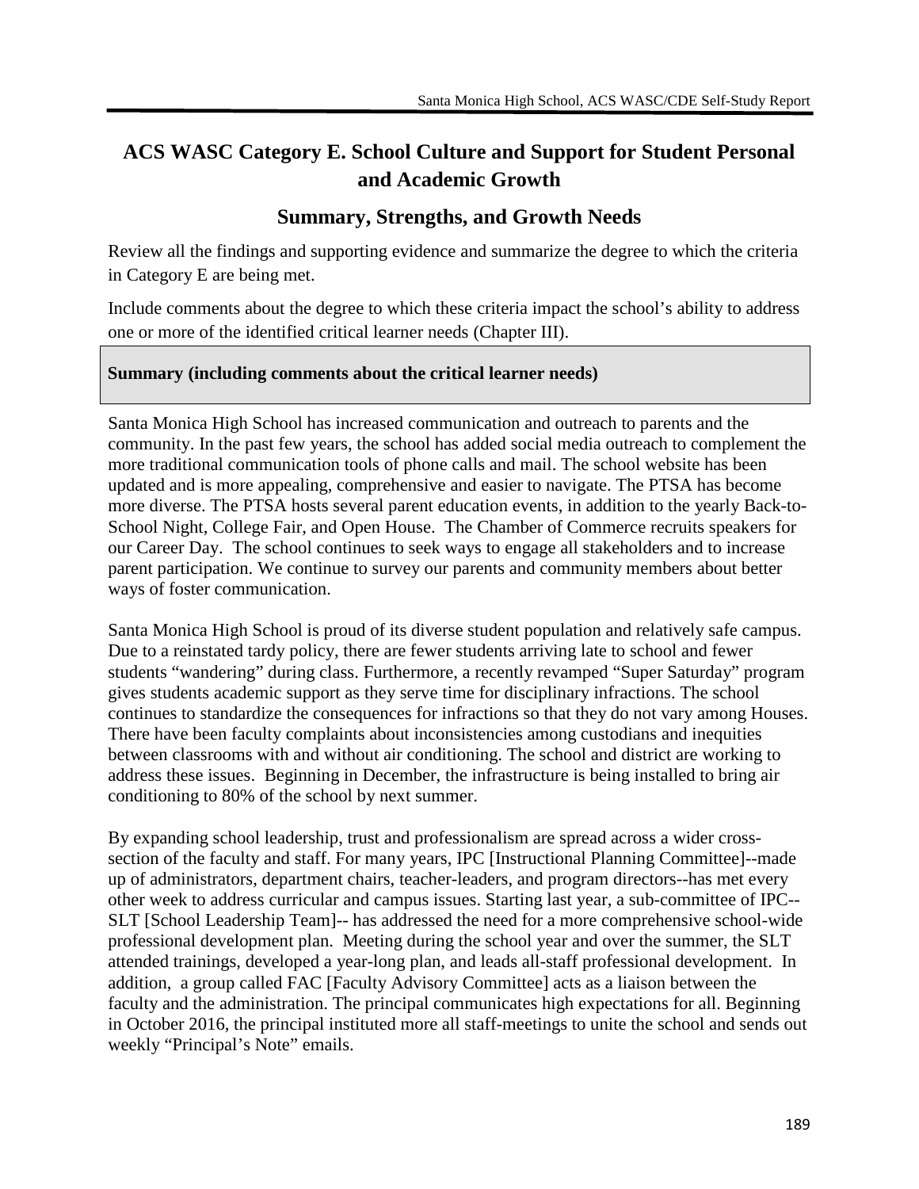## ACS WASC Category E. School Culture and Support for Student Personal and Academic Growth

### Summary, Strengths, and Growth Needs

Review all the findings and supporting evidence and summarize the degree to which the criteria in Category E are being met.

Include comments about the degree to which these criteria impact the school's ability to address one or more of the identified critical learner needs (Chapter III).

**Summary (including comments about the critical learner needs)**

Santa Monica High School has increased communication and outreach to parents and the community. In the past few years, the school has added social media outreach to complement the more traditional communication tools of phone calls and mail. The school website has been updated and is more appealing, comprehensive and easier to navigate. The PTSA has become more diverse. The PTSA hosts several parent education events, in addition to the yearly Back-to-School Night, College Fair, and Open House. The Chamber of Commerce recruits speakers for our Career Day. The school continues to seek ways to engage all stakeholders and to increase parent participation. We continue to survey our parents and community members about better ways of foster communication.

Santa Monica High School is proud of its diverse student population and relatively safe campus. Due to a reinstated tardy policy, there are fewer students arriving late to school and fewer students "wandering" during class. Furthermore, a recently revamped "Super Saturday" program gives students academic support as they serve time for disciplinary infractions. The school continues to standardize the consequences for infractions so that they do not vary among Houses. There have been faculty complaints about inconsistencies among custodians and inequities between classrooms with and without air conditioning. The school and district are working to address these issues. Beginning in December, the infrastructure is being installed to bring air conditioning to 80% of the school by next summer.

By expanding school leadership, trust and professionalism are spread across a wider cross-section of the faculty and staff. For many years, IPC [Instructional Planning Committee]--made up of administrators, department chairs, teacher-leaders, and program directors--has met every other week to address curricular and campus issues. Starting last year, a sub-committee of IPC--SLT [School Leadership Team]-- has addressed the need for a more comprehensive school-wide professional development plan. Meeting during the school year and over the summer, the SLT attended trainings, developed a year-long plan, and leads all-staff professional development. In addition, a group called FAC [Faculty Advisory Committee] acts as a liaison between the faculty and the administration. The principal communicates high expectations for all. Beginning in October 2016, the principal instituted more all staff-meetings to unite the school and sends out weekly "Principal's Note" emails.